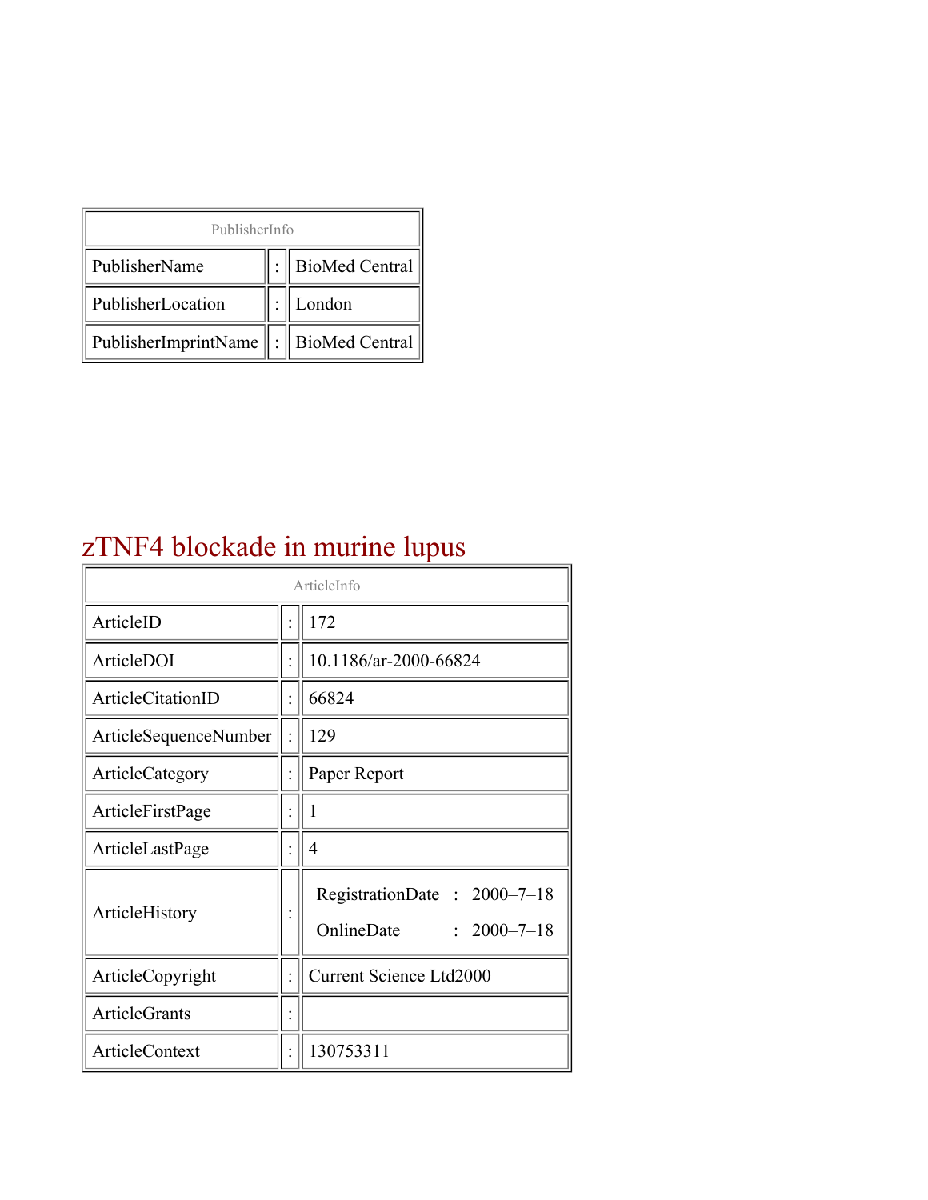| PublisherInfo | | |
|---|---|---|
| PublisherName | : | BioMed Central |
| PublisherLocation | : | London |
| PublisherImprintName | : | BioMed Central |

# zTNF4 blockade in murine lupus

| ArticleInfo | | |
|---|---|---|
| ArticleID | : | 172 |
| ArticleDOI | : | 10.1186/ar-2000-66824 |
| ArticleCitationID | : | 66824 |
| ArticleSequenceNumber | : | 129 |
| ArticleCategory | : | Paper Report |
| ArticleFirstPage | : | 1 |
| ArticleLastPage | : | 4 |
| ArticleHistory | : | RegistrationDate : 2000–7–18<br>OnlineDate : 2000–7–18 |
| ArticleCopyright | : | Current Science Ltd2000 |
| ArticleGrants | : | |
| ArticleContext | : | 130753311 |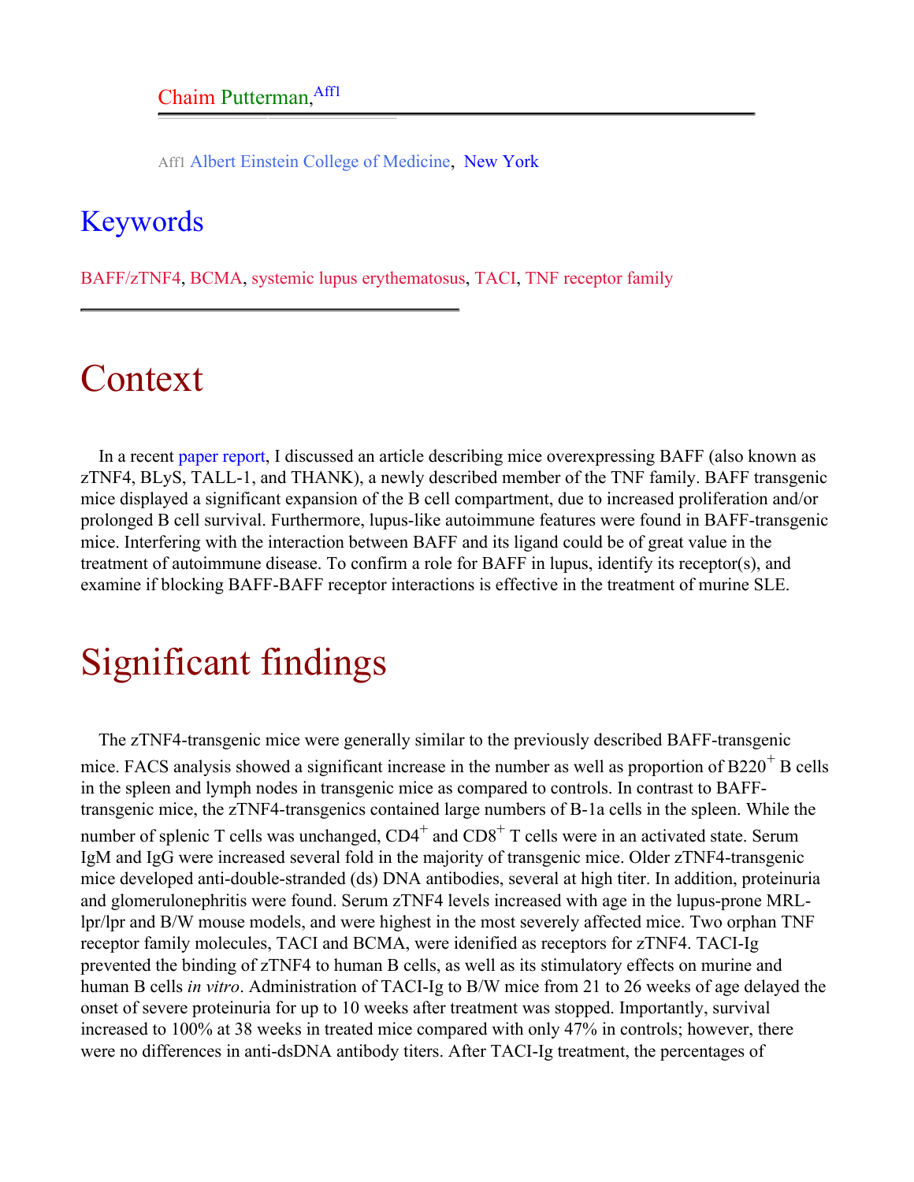Chaim Putterman,[Aff1]

Aff1 Albert Einstein College of Medicine, New York

## Keywords

BAFF/zTNF4, BCMA, systemic lupus erythematosus, TACI, TNF receptor family

# Context

In a recent paper report, I discussed an article describing mice overexpressing BAFF (also known as zTNF4, BLyS, TALL-1, and THANK), a newly described member of the TNF family. BAFF transgenic mice displayed a significant expansion of the B cell compartment, due to increased proliferation and/or prolonged B cell survival. Furthermore, lupus-like autoimmune features were found in BAFF-transgenic mice. Interfering with the interaction between BAFF and its ligand could be of great value in the treatment of autoimmune disease. To confirm a role for BAFF in lupus, identify its receptor(s), and examine if blocking BAFF-BAFF receptor interactions is effective in the treatment of murine SLE.

# Significant findings

The zTNF4-transgenic mice were generally similar to the previously described BAFF-transgenic mice. FACS analysis showed a significant increase in the number as well as proportion of B220$^+$ B cells in the spleen and lymph nodes in transgenic mice as compared to controls. In contrast to BAFF-transgenic mice, the zTNF4-transgenics contained large numbers of B-1a cells in the spleen. While the number of splenic T cells was unchanged, CD4$^+$ and CD8$^+$ T cells were in an activated state. Serum IgM and IgG were increased several fold in the majority of transgenic mice. Older zTNF4-transgenic mice developed anti-double-stranded (ds) DNA antibodies, several at high titer. In addition, proteinuria and glomerulonephritis were found. Serum zTNF4 levels increased with age in the lupus-prone MRL-lpr/lpr and B/W mouse models, and were highest in the most severely affected mice. Two orphan TNF receptor family molecules, TACI and BCMA, were idenified as receptors for zTNF4. TACI-Ig prevented the binding of zTNF4 to human B cells, as well as its stimulatory effects on murine and human B cells *in vitro*. Administration of TACI-Ig to B/W mice from 21 to 26 weeks of age delayed the onset of severe proteinuria for up to 10 weeks after treatment was stopped. Importantly, survival increased to 100% at 38 weeks in treated mice compared with only 47% in controls; however, there were no differences in anti-dsDNA antibody titers. After TACI-Ig treatment, the percentages of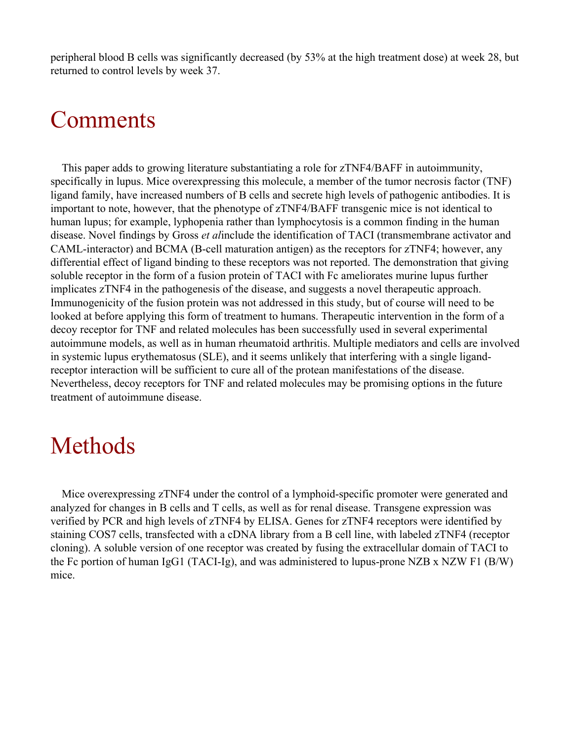peripheral blood B cells was significantly decreased (by 53% at the high treatment dose) at week 28, but returned to control levels by week 37.

# Comments

This paper adds to growing literature substantiating a role for zTNF4/BAFF in autoimmunity, specifically in lupus. Mice overexpressing this molecule, a member of the tumor necrosis factor (TNF) ligand family, have increased numbers of B cells and secrete high levels of pathogenic antibodies. It is important to note, however, that the phenotype of zTNF4/BAFF transgenic mice is not identical to human lupus; for example, lyphopenia rather than lymphocytosis is a common finding in the human disease. Novel findings by Gross *et al*include the identification of TACI (transmembrane activator and CAML-interactor) and BCMA (B-cell maturation antigen) as the receptors for zTNF4; however, any differential effect of ligand binding to these receptors was not reported. The demonstration that giving soluble receptor in the form of a fusion protein of TACI with Fc ameliorates murine lupus further implicates zTNF4 in the pathogenesis of the disease, and suggests a novel therapeutic approach. Immunogenicity of the fusion protein was not addressed in this study, but of course will need to be looked at before applying this form of treatment to humans. Therapeutic intervention in the form of a decoy receptor for TNF and related molecules has been successfully used in several experimental autoimmune models, as well as in human rheumatoid arthritis. Multiple mediators and cells are involved in systemic lupus erythematosus (SLE), and it seems unlikely that interfering with a single ligand-receptor interaction will be sufficient to cure all of the protean manifestations of the disease. Nevertheless, decoy receptors for TNF and related molecules may be promising options in the future treatment of autoimmune disease.

# Methods

Mice overexpressing zTNF4 under the control of a lymphoid-specific promoter were generated and analyzed for changes in B cells and T cells, as well as for renal disease. Transgene expression was verified by PCR and high levels of zTNF4 by ELISA. Genes for zTNF4 receptors were identified by staining COS7 cells, transfected with a cDNA library from a B cell line, with labeled zTNF4 (receptor cloning). A soluble version of one receptor was created by fusing the extracellular domain of TACI to the Fc portion of human IgG1 (TACI-Ig), and was administered to lupus-prone NZB x NZW F1 (B/W) mice.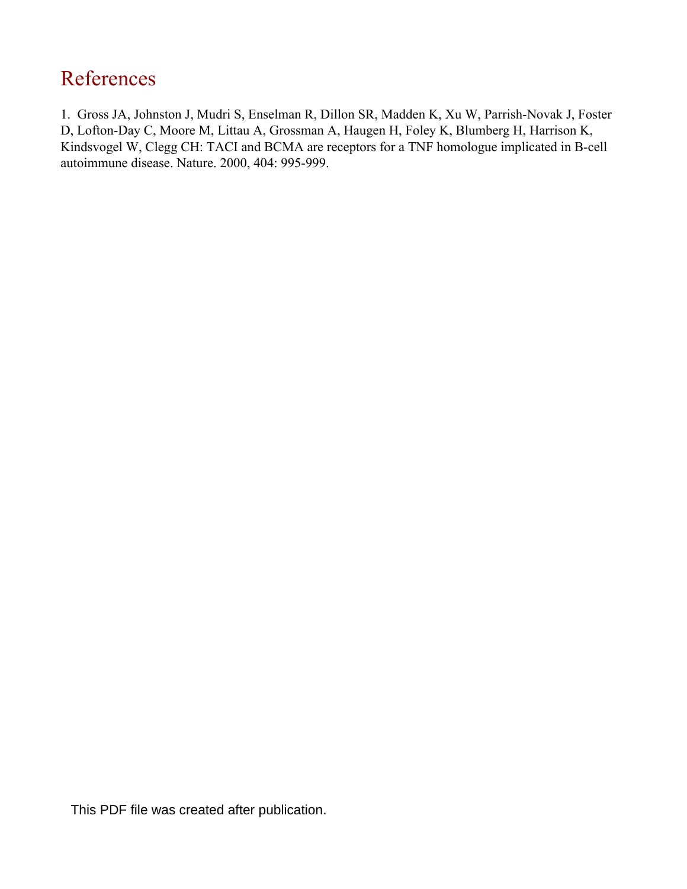# References

1. Gross JA, Johnston J, Mudri S, Enselman R, Dillon SR, Madden K, Xu W, Parrish-Novak J, Foster D, Lofton-Day C, Moore M, Littau A, Grossman A, Haugen H, Foley K, Blumberg H, Harrison K, Kindsvogel W, Clegg CH: TACI and BCMA are receptors for a TNF homologue implicated in B-cell autoimmune disease. Nature. 2000, 404: 995-999.

This PDF file was created after publication.